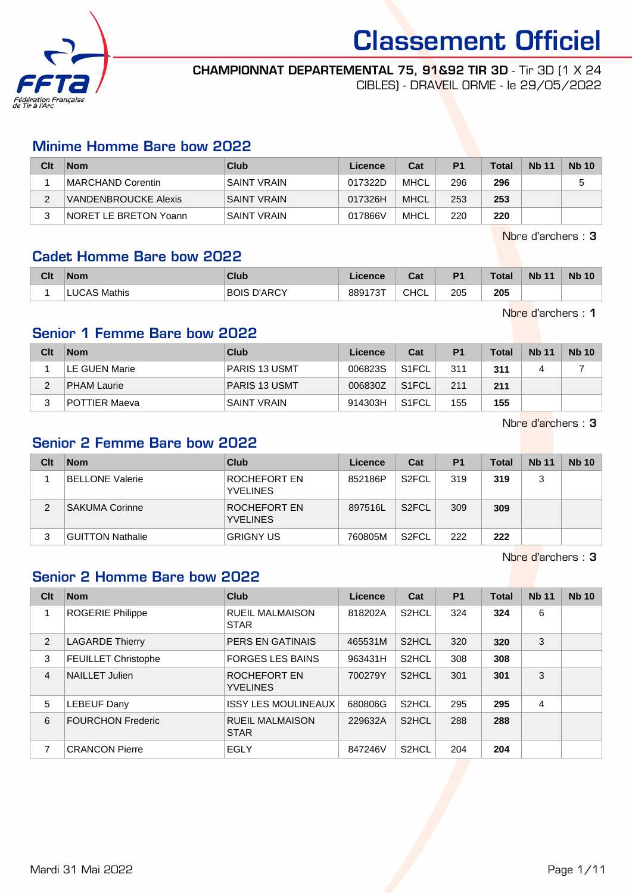# Classement Officiel

**CHAMPIONNAT DEPARTEMENTAL 75, 91&92 TIR 3D** - Tir 3D (1 X 24 CIBLES) - DRAVEIL ORME - le 29/05/2022

## Minime Homme Bare bow 2022

| Clt | Nom | Club | Licence | Cat | P1 | Total | Nb 11 | Nb 10 |
|---|---|---|---|---|---|---|---|---|
| 1 | MARCHAND Corentin | SAINT VRAIN | 017322D | MHCL | 296 | **296** | | 5 |
| 2 | VANDENBROUCKE Alexis | SAINT VRAIN | 017326H | MHCL | 253 | **253** | | |
| 3 | NORET LE BRETON Yoann | SAINT VRAIN | 017866V | MHCL | 220 | **220** | | |

Nbre d'archers : **3**

## Cadet Homme Bare bow 2022

| Clt | Nom | Club | Licence | Cat | P1 | Total | Nb 11 | Nb 10 |
|---|---|---|---|---|---|---|---|---|
| 1 | LUCAS Mathis | BOIS D'ARCY | 889173T | CHCL | 205 | **205** | | |

Nbre d'archers : **1**

## Senior 1 Femme Bare bow 2022

| Clt | Nom | Club | Licence | Cat | P1 | Total | Nb 11 | Nb 10 |
|---|---|---|---|---|---|---|---|---|
| 1 | LE GUEN Marie | PARIS 13 USMT | 006823S | S1FCL | 311 | **311** | 4 | 7 |
| 2 | PHAM Laurie | PARIS 13 USMT | 006830Z | S1FCL | 211 | **211** | | |
| 3 | POTTIER Maeva | SAINT VRAIN | 914303H | S1FCL | 155 | **155** | | |

Nbre d'archers : **3**

## Senior 2 Femme Bare bow 2022

| Clt | Nom | Club | Licence | Cat | P1 | Total | Nb 11 | Nb 10 |
|---|---|---|---|---|---|---|---|---|
| 1 | BELLONE Valerie | ROCHEFORT EN YVELINES | 852186P | S2FCL | 319 | **319** | 3 | |
| 2 | SAKUMA Corinne | ROCHEFORT EN YVELINES | 897516L | S2FCL | 309 | **309** | | |
| 3 | GUITTON Nathalie | GRIGNY US | 760805M | S2FCL | 222 | **222** | | |

Nbre d'archers : **3**

## Senior 2 Homme Bare bow 2022

| Clt | Nom | Club | Licence | Cat | P1 | Total | Nb 11 | Nb 10 |
|---|---|---|---|---|---|---|---|---|
| 1 | ROGERIE Philippe | RUEIL MALMAISON STAR | 818202A | S2HCL | 324 | **324** | 6 | |
| 2 | LAGARDE Thierry | PERS EN GATINAIS | 465531M | S2HCL | 320 | **320** | 3 | |
| 3 | FEUILLET Christophe | FORGES LES BAINS | 963431H | S2HCL | 308 | **308** | | |
| 4 | NAILLET Julien | ROCHEFORT EN YVELINES | 700279Y | S2HCL | 301 | **301** | 3 | |
| 5 | LEBEUF Dany | ISSY LES MOULINEAUX | 680806G | S2HCL | 295 | **295** | 4 | |
| 6 | FOURCHON Frederic | RUEIL MALMAISON STAR | 229632A | S2HCL | 288 | **288** | | |
| 7 | CRANCON Pierre | EGLY | 847246V | S2HCL | 204 | **204** | | |

Mardi 31 Mai 2022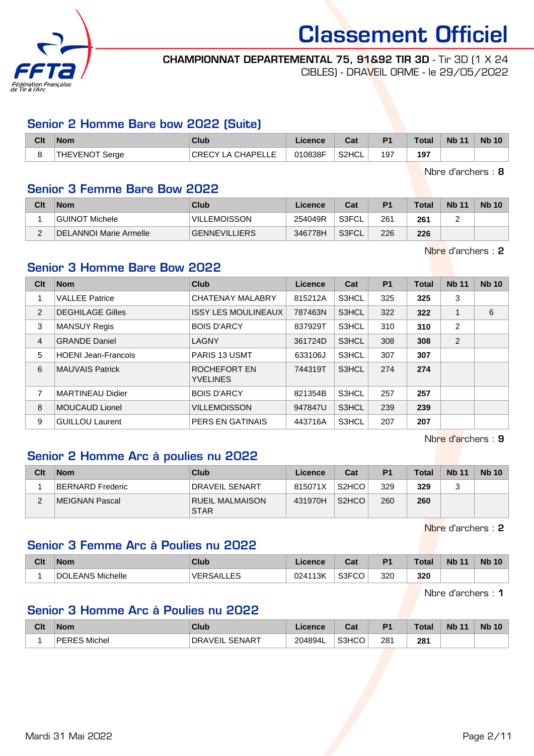# Classement Officiel

**CHAMPIONNAT DEPARTEMENTAL 75, 91&92 TIR 3D** - Tir 3D (1 X 24 CIBLES) - DRAVEIL ORME - le 29/05/2022

## Senior 2 Homme Bare bow 2022 (Suite)

| Clt | Nom | Club | Licence | Cat | P1 | Total | Nb 11 | Nb 10 |
|---|---|---|---|---|---|---|---|---|
| 8 | THEVENOT Serge | CRECY LA CHAPELLE | 010838F | S2HCL | 197 | **197** | | |

Nbre d'archers : **8**

## Senior 3 Femme Bare Bow 2022

| Clt | Nom | Club | Licence | Cat | P1 | Total | Nb 11 | Nb 10 |
|---|---|---|---|---|---|---|---|---|
| 1 | GUINOT Michele | VILLEMOISSON | 254049R | S3FCL | 261 | **261** | 2 | |
| 2 | DELANNOI Marie Armelle | GENNEVILLIERS | 346778H | S3FCL | 226 | **226** | | |

Nbre d'archers : **2**

## Senior 3 Homme Bare Bow 2022

| Clt | Nom | Club | Licence | Cat | P1 | Total | Nb 11 | Nb 10 |
|---|---|---|---|---|---|---|---|---|
| 1 | VALLEE Patrice | CHATENAY MALABRY | 815212A | S3HCL | 325 | **325** | 3 | |
| 2 | DEGHILAGE Gilles | ISSY LES MOULINEAUX | 787463N | S3HCL | 322 | **322** | 1 | 6 |
| 3 | MANSUY Regis | BOIS D'ARCY | 837929T | S3HCL | 310 | **310** | 2 | |
| 4 | GRANDE Daniel | LAGNY | 361724D | S3HCL | 308 | **308** | 2 | |
| 5 | HOENI Jean-Francois | PARIS 13 USMT | 633106J | S3HCL | 307 | **307** | | |
| 6 | MAUVAIS Patrick | ROCHEFORT EN YVELINES | 744319T | S3HCL | 274 | **274** | | |
| 7 | MARTINEAU Didier | BOIS D'ARCY | 821354B | S3HCL | 257 | **257** | | |
| 8 | MOUCAUD Lionel | VILLEMOISSON | 947847U | S3HCL | 239 | **239** | | |
| 9 | GUILLOU Laurent | PERS EN GATINAIS | 443716A | S3HCL | 207 | **207** | | |

Nbre d'archers : **9**

## Senior 2 Homme Arc à poulies nu 2022

| Clt | Nom | Club | Licence | Cat | P1 | Total | Nb 11 | Nb 10 |
|---|---|---|---|---|---|---|---|---|
| 1 | BERNARD Frederic | DRAVEIL SENART | 815071X | S2HCO | 329 | **329** | 3 | |
| 2 | MEIGNAN Pascal | RUEIL MALMAISON STAR | 431970H | S2HCO | 260 | **260** | | |

Nbre d'archers : **2**

## Senior 3 Femme Arc à Poulies nu 2022

| Clt | Nom | Club | Licence | Cat | P1 | Total | Nb 11 | Nb 10 |
|---|---|---|---|---|---|---|---|---|
| 1 | DOLEANS Michelle | VERSAILLES | 024113K | S3FCO | 320 | **320** | | |

Nbre d'archers : **1**

## Senior 3 Homme Arc à Poulies nu 2022

| Clt | Nom | Club | Licence | Cat | P1 | Total | Nb 11 | Nb 10 |
|---|---|---|---|---|---|---|---|---|
| 1 | PERES Michel | DRAVEIL SENART | 204894L | S3HCO | 281 | **281** | | |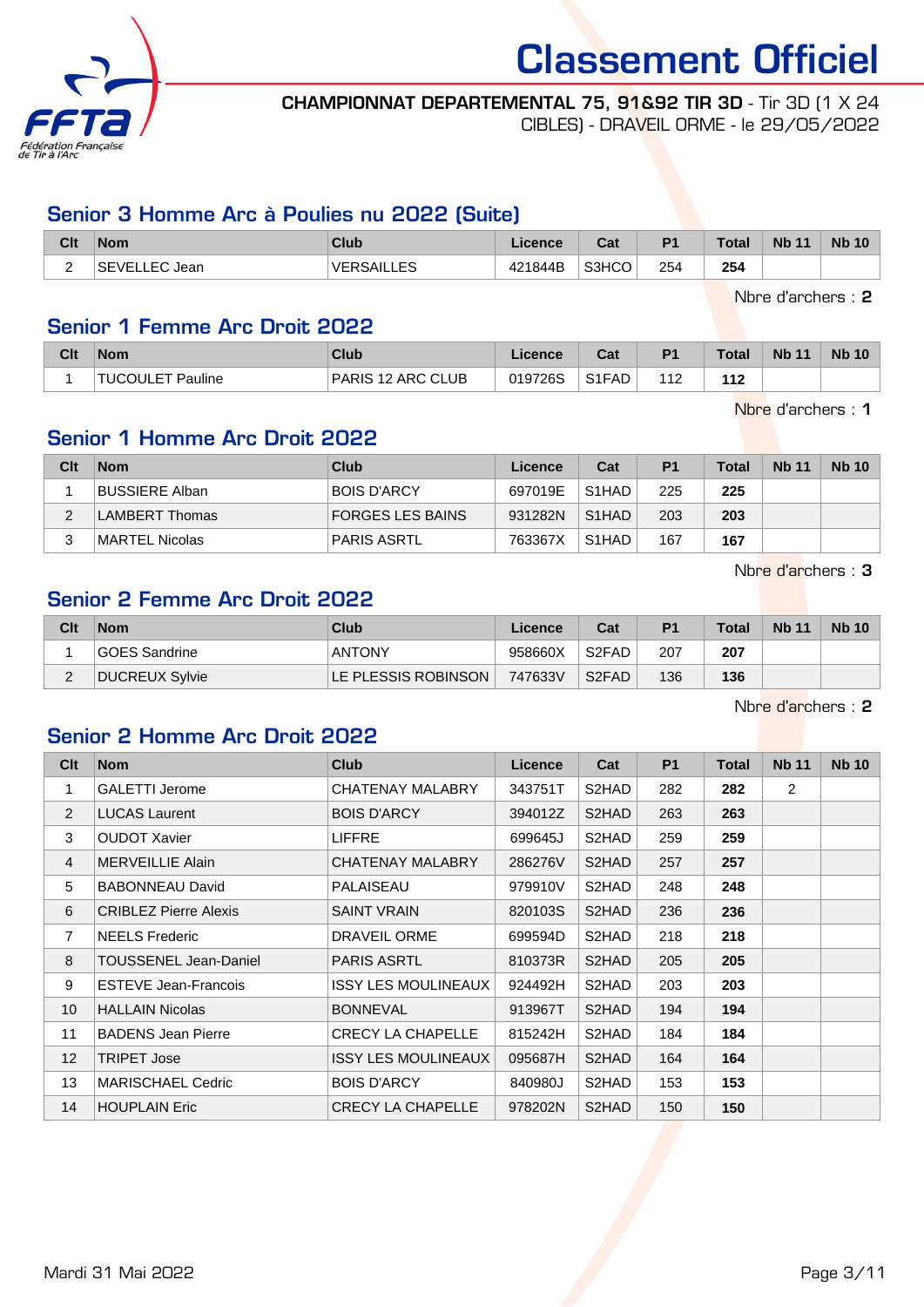# Classement Officiel

**CHAMPIONNAT DEPARTEMENTAL 75, 91&92 TIR 3D** - Tir 3D (1 X 24 CIBLES) - DRAVEIL ORME - le 29/05/2022

## Senior 3 Homme Arc à Poulies nu 2022 (Suite)

| Clt | Nom | Club | Licence | Cat | P1 | Total | Nb 11 | Nb 10 |
|---|---|---|---|---|---|---|---|---|
| 2 | SEVELLEC Jean | VERSAILLES | 421844B | S3HCO | 254 | **254** | | |

Nbre d'archers : **2**

## Senior 1 Femme Arc Droit 2022

| Clt | Nom | Club | Licence | Cat | P1 | Total | Nb 11 | Nb 10 |
|---|---|---|---|---|---|---|---|---|
| 1 | TUCOULET Pauline | PARIS 12 ARC CLUB | 019726S | S1FAD | 112 | **112** | | |

Nbre d'archers : **1**

## Senior 1 Homme Arc Droit 2022

| Clt | Nom | Club | Licence | Cat | P1 | Total | Nb 11 | Nb 10 |
|---|---|---|---|---|---|---|---|---|
| 1 | BUSSIERE Alban | BOIS D'ARCY | 697019E | S1HAD | 225 | **225** | | |
| 2 | LAMBERT Thomas | FORGES LES BAINS | 931282N | S1HAD | 203 | **203** | | |
| 3 | MARTEL Nicolas | PARIS ASRTL | 763367X | S1HAD | 167 | **167** | | |

Nbre d'archers : **3**

## Senior 2 Femme Arc Droit 2022

| Clt | Nom | Club | Licence | Cat | P1 | Total | Nb 11 | Nb 10 |
|---|---|---|---|---|---|---|---|---|
| 1 | GOES Sandrine | ANTONY | 958660X | S2FAD | 207 | **207** | | |
| 2 | DUCREUX Sylvie | LE PLESSIS ROBINSON | 747633V | S2FAD | 136 | **136** | | |

Nbre d'archers : **2**

## Senior 2 Homme Arc Droit 2022

| Clt | Nom | Club | Licence | Cat | P1 | Total | Nb 11 | Nb 10 |
|---|---|---|---|---|---|---|---|---|
| 1 | GALETTI Jerome | CHATENAY MALABRY | 343751T | S2HAD | 282 | **282** | 2 | |
| 2 | LUCAS Laurent | BOIS D'ARCY | 394012Z | S2HAD | 263 | **263** | | |
| 3 | OUDOT Xavier | LIFFRE | 699645J | S2HAD | 259 | **259** | | |
| 4 | MERVEILLIE Alain | CHATENAY MALABRY | 286276V | S2HAD | 257 | **257** | | |
| 5 | BABONNEAU David | PALAISEAU | 979910V | S2HAD | 248 | **248** | | |
| 6 | CRIBLEZ Pierre Alexis | SAINT VRAIN | 820103S | S2HAD | 236 | **236** | | |
| 7 | NEELS Frederic | DRAVEIL ORME | 699594D | S2HAD | 218 | **218** | | |
| 8 | TOUSSENEL Jean-Daniel | PARIS ASRTL | 810373R | S2HAD | 205 | **205** | | |
| 9 | ESTEVE Jean-Francois | ISSY LES MOULINEAUX | 924492H | S2HAD | 203 | **203** | | |
| 10 | HALLAIN Nicolas | BONNEVAL | 913967T | S2HAD | 194 | **194** | | |
| 11 | BADENS Jean Pierre | CRECY LA CHAPELLE | 815242H | S2HAD | 184 | **184** | | |
| 12 | TRIPET Jose | ISSY LES MOULINEAUX | 095687H | S2HAD | 164 | **164** | | |
| 13 | MARISCHAEL Cedric | BOIS D'ARCY | 840980J | S2HAD | 153 | **153** | | |
| 14 | HOUPLAIN Eric | CRECY LA CHAPELLE | 978202N | S2HAD | 150 | **150** | | |

Mardi 31 Mai 2022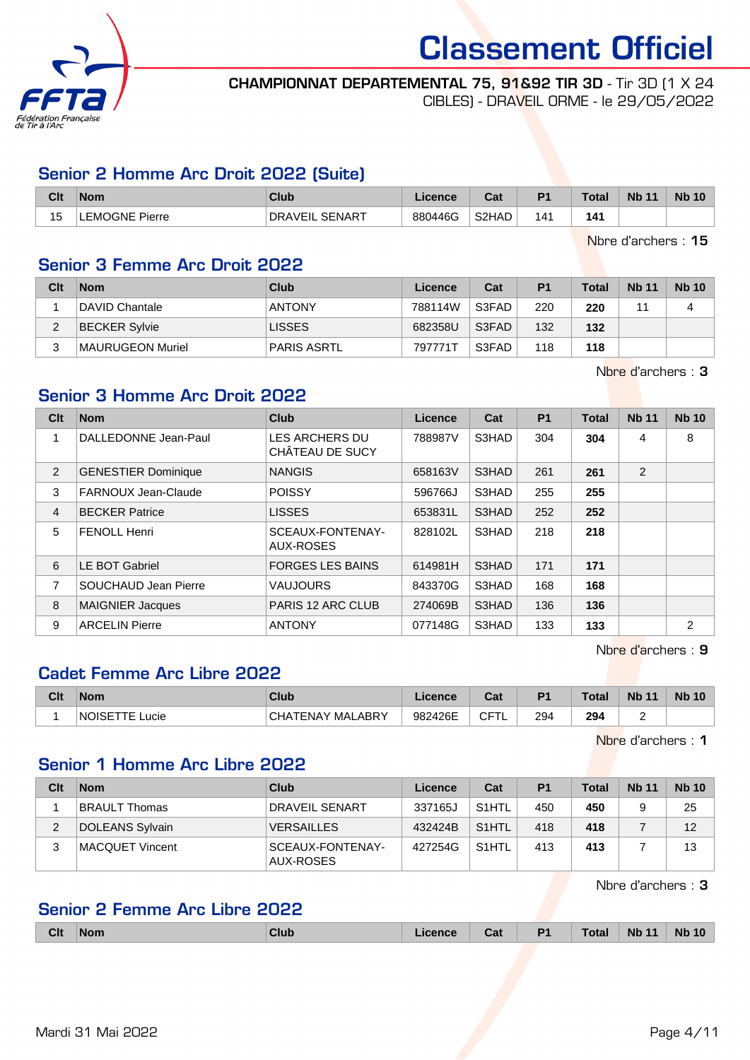# Classement Officiel

**CHAMPIONNAT DEPARTEMENTAL 75, 91&92 TIR 3D** - Tir 3D (1 X 24 CIBLES) - DRAVEIL ORME - le 29/05/2022

## Senior 2 Homme Arc Droit 2022 (Suite)

| Clt | Nom | Club | Licence | Cat | P1 | Total | Nb 11 | Nb 10 |
|---|---|---|---|---|---|---|---|---|
| 15 | LEMOGNE Pierre | DRAVEIL SENART | 880446G | S2HAD | 141 | **141** | | |

Nbre d'archers : **15**

## Senior 3 Femme Arc Droit 2022

| Clt | Nom | Club | Licence | Cat | P1 | Total | Nb 11 | Nb 10 |
|---|---|---|---|---|---|---|---|---|
| 1 | DAVID Chantale | ANTONY | 788114W | S3FAD | 220 | **220** | 11 | 4 |
| 2 | BECKER Sylvie | LISSES | 682358U | S3FAD | 132 | **132** | | |
| 3 | MAURUGEON Muriel | PARIS ASRTL | 797771T | S3FAD | 118 | **118** | | |

Nbre d'archers : **3**

## Senior 3 Homme Arc Droit 2022

| Clt | Nom | Club | Licence | Cat | P1 | Total | Nb 11 | Nb 10 |
|---|---|---|---|---|---|---|---|---|
| 1 | DALLEDONNE Jean-Paul | LES ARCHERS DU CHÂTEAU DE SUCY | 788987V | S3HAD | 304 | **304** | 4 | 8 |
| 2 | GENESTIER Dominique | NANGIS | 658163V | S3HAD | 261 | **261** | 2 | |
| 3 | FARNOUX Jean-Claude | POISSY | 596766J | S3HAD | 255 | **255** | | |
| 4 | BECKER Patrice | LISSES | 653831L | S3HAD | 252 | **252** | | |
| 5 | FENOLL Henri | SCEAUX-FONTENAY-AUX-ROSES | 828102L | S3HAD | 218 | **218** | | |
| 6 | LE BOT Gabriel | FORGES LES BAINS | 614981H | S3HAD | 171 | **171** | | |
| 7 | SOUCHAUD Jean Pierre | VAUJOURS | 843370G | S3HAD | 168 | **168** | | |
| 8 | MAIGNIER Jacques | PARIS 12 ARC CLUB | 274069B | S3HAD | 136 | **136** | | |
| 9 | ARCELIN Pierre | ANTONY | 077148G | S3HAD | 133 | **133** | | 2 |

Nbre d'archers : **9**

## Cadet Femme Arc Libre 2022

| Clt | Nom | Club | Licence | Cat | P1 | Total | Nb 11 | Nb 10 |
|---|---|---|---|---|---|---|---|---|
| 1 | NOISETTE Lucie | CHATENAY MALABRY | 982426E | CFTL | 294 | **294** | 2 | |

Nbre d'archers : **1**

## Senior 1 Homme Arc Libre 2022

| Clt | Nom | Club | Licence | Cat | P1 | Total | Nb 11 | Nb 10 |
|---|---|---|---|---|---|---|---|---|
| 1 | BRAULT Thomas | DRAVEIL SENART | 337165J | S1HTL | 450 | **450** | 9 | 25 |
| 2 | DOLEANS Sylvain | VERSAILLES | 432424B | S1HTL | 418 | **418** | 7 | 12 |
| 3 | MACQUET Vincent | SCEAUX-FONTENAY-AUX-ROSES | 427254G | S1HTL | 413 | **413** | 7 | 13 |

Nbre d'archers : **3**

## Senior 2 Femme Arc Libre 2022

| Clt | Nom | Club | Licence | Cat | P1 | Total | Nb 11 | Nb 10 |
|---|---|---|---|---|---|---|---|---|

Mardi 31 Mai 2022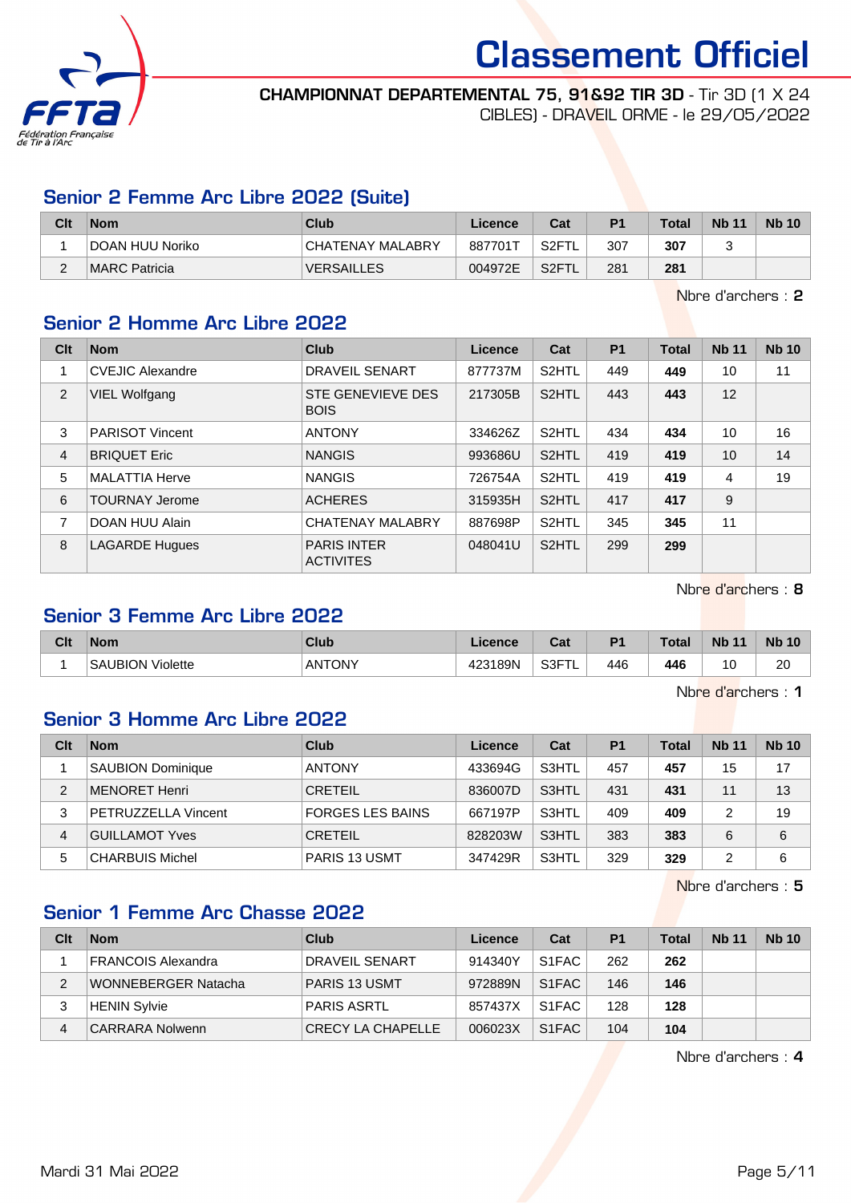# Classement Officiel

**CHAMPIONNAT DEPARTEMENTAL 75, 91&92 TIR 3D** - Tir 3D (1 X 24 CIBLES) - DRAVEIL ORME - le 29/05/2022

## Senior 2 Femme Arc Libre 2022 (Suite)

| Clt | Nom | Club | Licence | Cat | P1 | Total | Nb 11 | Nb 10 |
|---|---|---|---|---|---|---|---|---|
| 1 | DOAN HUU Noriko | CHATENAY MALABRY | 887701T | S2FTL | 307 | **307** | 3 | |
| 2 | MARC Patricia | VERSAILLES | 004972E | S2FTL | 281 | **281** | | |

Nbre d'archers : **2**

## Senior 2 Homme Arc Libre 2022

| Clt | Nom | Club | Licence | Cat | P1 | Total | Nb 11 | Nb 10 |
|---|---|---|---|---|---|---|---|---|
| 1 | CVEJIC Alexandre | DRAVEIL SENART | 877737M | S2HTL | 449 | **449** | 10 | 11 |
| 2 | VIEL Wolfgang | STE GENEVIEVE DES BOIS | 217305B | S2HTL | 443 | **443** | 12 | |
| 3 | PARISOT Vincent | ANTONY | 334626Z | S2HTL | 434 | **434** | 10 | 16 |
| 4 | BRIQUET Eric | NANGIS | 993686U | S2HTL | 419 | **419** | 10 | 14 |
| 5 | MALATTIA Herve | NANGIS | 726754A | S2HTL | 419 | **419** | 4 | 19 |
| 6 | TOURNAY Jerome | ACHERES | 315935H | S2HTL | 417 | **417** | 9 | |
| 7 | DOAN HUU Alain | CHATENAY MALABRY | 887698P | S2HTL | 345 | **345** | 11 | |
| 8 | LAGARDE Hugues | PARIS INTER ACTIVITES | 048041U | S2HTL | 299 | **299** | | |

Nbre d'archers : **8**

## Senior 3 Femme Arc Libre 2022

| Clt | Nom | Club | Licence | Cat | P1 | Total | Nb 11 | Nb 10 |
|---|---|---|---|---|---|---|---|---|
| 1 | SAUBION Violette | ANTONY | 423189N | S3FTL | 446 | **446** | 10 | 20 |

Nbre d'archers : **1**

## Senior 3 Homme Arc Libre 2022

| Clt | Nom | Club | Licence | Cat | P1 | Total | Nb 11 | Nb 10 |
|---|---|---|---|---|---|---|---|---|
| 1 | SAUBION Dominique | ANTONY | 433694G | S3HTL | 457 | **457** | 15 | 17 |
| 2 | MENORET Henri | CRETEIL | 836007D | S3HTL | 431 | **431** | 11 | 13 |
| 3 | PETRUZZELLA Vincent | FORGES LES BAINS | 667197P | S3HTL | 409 | **409** | 2 | 19 |
| 4 | GUILLAMOT Yves | CRETEIL | 828203W | S3HTL | 383 | **383** | 6 | 6 |
| 5 | CHARBUIS Michel | PARIS 13 USMT | 347429R | S3HTL | 329 | **329** | 2 | 6 |

Nbre d'archers : **5**

## Senior 1 Femme Arc Chasse 2022

| Clt | Nom | Club | Licence | Cat | P1 | Total | Nb 11 | Nb 10 |
|---|---|---|---|---|---|---|---|---|
| 1 | FRANCOIS Alexandra | DRAVEIL SENART | 914340Y | S1FAC | 262 | **262** | | |
| 2 | WONNEBERGER Natacha | PARIS 13 USMT | 972889N | S1FAC | 146 | **146** | | |
| 3 | HENIN Sylvie | PARIS ASRTL | 857437X | S1FAC | 128 | **128** | | |
| 4 | CARRARA Nolwenn | CRECY LA CHAPELLE | 006023X | S1FAC | 104 | **104** | | |

Nbre d'archers : **4**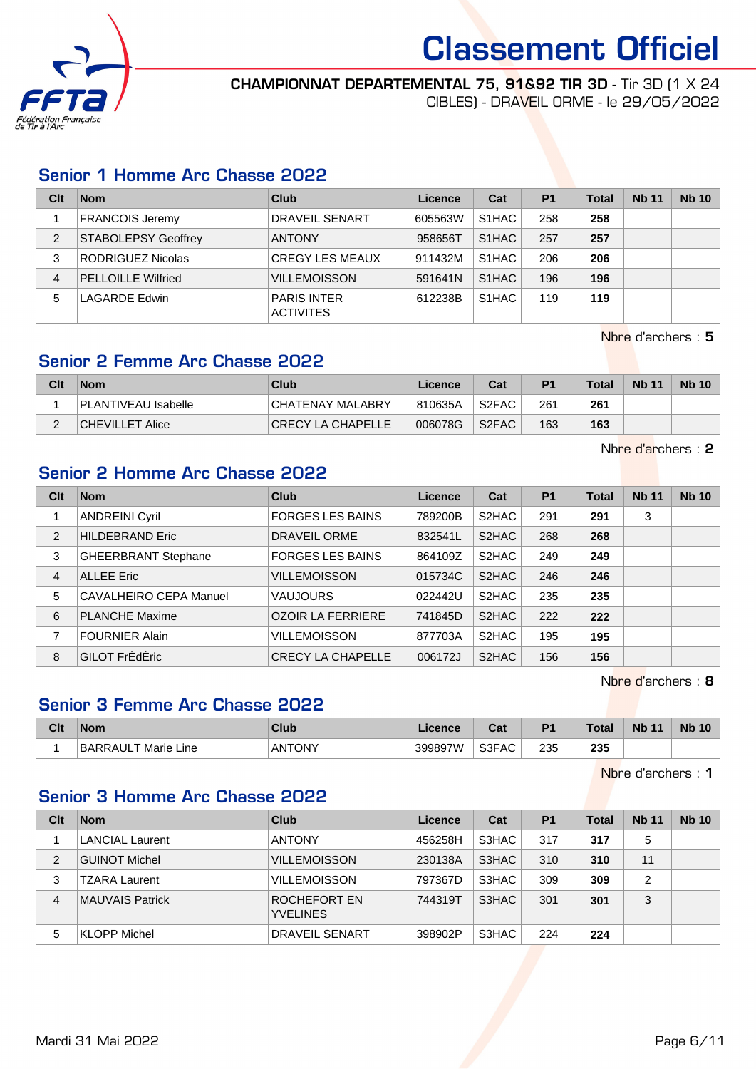# Classement Officiel

**CHAMPIONNAT DEPARTEMENTAL 75, 91&92 TIR 3D** - Tir 3D (1 X 24 CIBLES) - DRAVEIL ORME - le 29/05/2022

## Senior 1 Homme Arc Chasse 2022

| Clt | Nom | Club | Licence | Cat | P1 | Total | Nb 11 | Nb 10 |
|---|---|---|---|---|---|---|---|---|
| 1 | FRANCOIS Jeremy | DRAVEIL SENART | 605563W | S1HAC | 258 | **258** | | |
| 2 | STABOLEPSY Geoffrey | ANTONY | 958656T | S1HAC | 257 | **257** | | |
| 3 | RODRIGUEZ Nicolas | CREGY LES MEAUX | 911432M | S1HAC | 206 | **206** | | |
| 4 | PELLOILLE Wilfried | VILLEMOISSON | 591641N | S1HAC | 196 | **196** | | |
| 5 | LAGARDE Edwin | PARIS INTER ACTIVITES | 612238B | S1HAC | 119 | **119** | | |

Nbre d'archers : **5**

## Senior 2 Femme Arc Chasse 2022

| Clt | Nom | Club | Licence | Cat | P1 | Total | Nb 11 | Nb 10 |
|---|---|---|---|---|---|---|---|---|
| 1 | PLANTIVEAU Isabelle | CHATENAY MALABRY | 810635A | S2FAC | 261 | **261** | | |
| 2 | CHEVILLET Alice | CRECY LA CHAPELLE | 006078G | S2FAC | 163 | **163** | | |

Nbre d'archers : **2**

## Senior 2 Homme Arc Chasse 2022

| Clt | Nom | Club | Licence | Cat | P1 | Total | Nb 11 | Nb 10 |
|---|---|---|---|---|---|---|---|---|
| 1 | ANDREINI Cyril | FORGES LES BAINS | 789200B | S2HAC | 291 | **291** | 3 | |
| 2 | HILDEBRAND Eric | DRAVEIL ORME | 832541L | S2HAC | 268 | **268** | | |
| 3 | GHEERBRANT Stephane | FORGES LES BAINS | 864109Z | S2HAC | 249 | **249** | | |
| 4 | ALLEE Eric | VILLEMOISSON | 015734C | S2HAC | 246 | **246** | | |
| 5 | CAVALHEIRO CEPA Manuel | VAUJOURS | 022442U | S2HAC | 235 | **235** | | |
| 6 | PLANCHE Maxime | OZOIR LA FERRIERE | 741845D | S2HAC | 222 | **222** | | |
| 7 | FOURNIER Alain | VILLEMOISSON | 877703A | S2HAC | 195 | **195** | | |
| 8 | GILOT FrÉdÉric | CRECY LA CHAPELLE | 006172J | S2HAC | 156 | **156** | | |

Nbre d'archers : **8**

## Senior 3 Femme Arc Chasse 2022

| Clt | Nom | Club | Licence | Cat | P1 | Total | Nb 11 | Nb 10 |
|---|---|---|---|---|---|---|---|---|
| 1 | BARRAULT Marie Line | ANTONY | 399897W | S3FAC | 235 | **235** | | |

Nbre d'archers : **1**

## Senior 3 Homme Arc Chasse 2022

| Clt | Nom | Club | Licence | Cat | P1 | Total | Nb 11 | Nb 10 |
|---|---|---|---|---|---|---|---|---|
| 1 | LANCIAL Laurent | ANTONY | 456258H | S3HAC | 317 | **317** | 5 | |
| 2 | GUINOT Michel | VILLEMOISSON | 230138A | S3HAC | 310 | **310** | 11 | |
| 3 | TZARA Laurent | VILLEMOISSON | 797367D | S3HAC | 309 | **309** | 2 | |
| 4 | MAUVAIS Patrick | ROCHEFORT EN YVELINES | 744319T | S3HAC | 301 | **301** | 3 | |
| 5 | KLOPP Michel | DRAVEIL SENART | 398902P | S3HAC | 224 | **224** | | |

Mardi 31 Mai 2022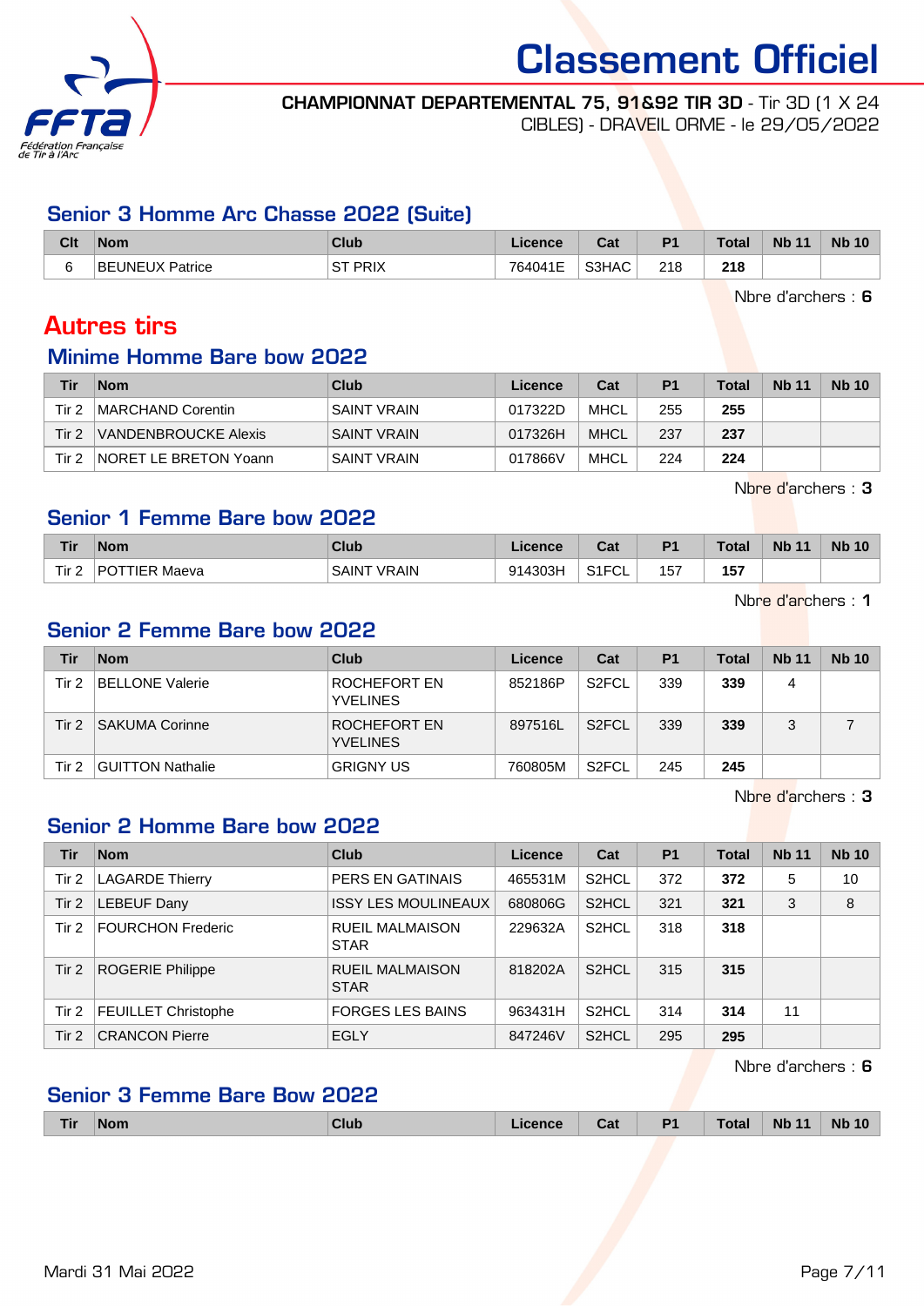# Classement Officiel

**CHAMPIONNAT DEPARTEMENTAL 75, 91&92 TIR 3D** - Tir 3D (1 X 24 CIBLES) - DRAVEIL ORME - le 29/05/2022

## Senior 3 Homme Arc Chasse 2022 (Suite)

| Clt | Nom | Club | Licence | Cat | P1 | Total | Nb 11 | Nb 10 |
|---|---|---|---|---|---|---|---|---|
| 6 | BEUNEUX Patrice | ST PRIX | 764041E | S3HAC | 218 | **218** | | |

Nbre d'archers : **6**

# Autres tirs

## Minime Homme Bare bow 2022

| Tir | Nom | Club | Licence | Cat | P1 | Total | Nb 11 | Nb 10 |
|---|---|---|---|---|---|---|---|---|
| Tir 2 | MARCHAND Corentin | SAINT VRAIN | 017322D | MHCL | 255 | **255** | | |
| Tir 2 | VANDENBROUCKE Alexis | SAINT VRAIN | 017326H | MHCL | 237 | **237** | | |
| Tir 2 | NORET LE BRETON Yoann | SAINT VRAIN | 017866V | MHCL | 224 | **224** | | |

Nbre d'archers : **3**

## Senior 1 Femme Bare bow 2022

| Tir | Nom | Club | Licence | Cat | P1 | Total | Nb 11 | Nb 10 |
|---|---|---|---|---|---|---|---|---|
| Tir 2 | POTTIER Maeva | SAINT VRAIN | 914303H | S1FCL | 157 | **157** | | |

Nbre d'archers : **1**

## Senior 2 Femme Bare bow 2022

| Tir | Nom | Club | Licence | Cat | P1 | Total | Nb 11 | Nb 10 |
|---|---|---|---|---|---|---|---|---|
| Tir 2 | BELLONE Valerie | ROCHEFORT EN YVELINES | 852186P | S2FCL | 339 | **339** | 4 | |
| Tir 2 | SAKUMA Corinne | ROCHEFORT EN YVELINES | 897516L | S2FCL | 339 | **339** | 3 | 7 |
| Tir 2 | GUITTON Nathalie | GRIGNY US | 760805M | S2FCL | 245 | **245** | | |

Nbre d'archers : **3**

## Senior 2 Homme Bare bow 2022

| Tir | Nom | Club | Licence | Cat | P1 | Total | Nb 11 | Nb 10 |
|---|---|---|---|---|---|---|---|---|
| Tir 2 | LAGARDE Thierry | PERS EN GATINAIS | 465531M | S2HCL | 372 | **372** | 5 | 10 |
| Tir 2 | LEBEUF Dany | ISSY LES MOULINEAUX | 680806G | S2HCL | 321 | **321** | 3 | 8 |
| Tir 2 | FOURCHON Frederic | RUEIL MALMAISON STAR | 229632A | S2HCL | 318 | **318** | | |
| Tir 2 | ROGERIE Philippe | RUEIL MALMAISON STAR | 818202A | S2HCL | 315 | **315** | | |
| Tir 2 | FEUILLET Christophe | FORGES LES BAINS | 963431H | S2HCL | 314 | **314** | 11 | |
| Tir 2 | CRANCON Pierre | EGLY | 847246V | S2HCL | 295 | **295** | | |

Nbre d'archers : **6**

## Senior 3 Femme Bare Bow 2022

| Tir | Nom | Club | Licence | Cat | P1 | Total | Nb 11 | Nb 10 |
|---|---|---|---|---|---|---|---|---|

Mardi 31 Mai 2022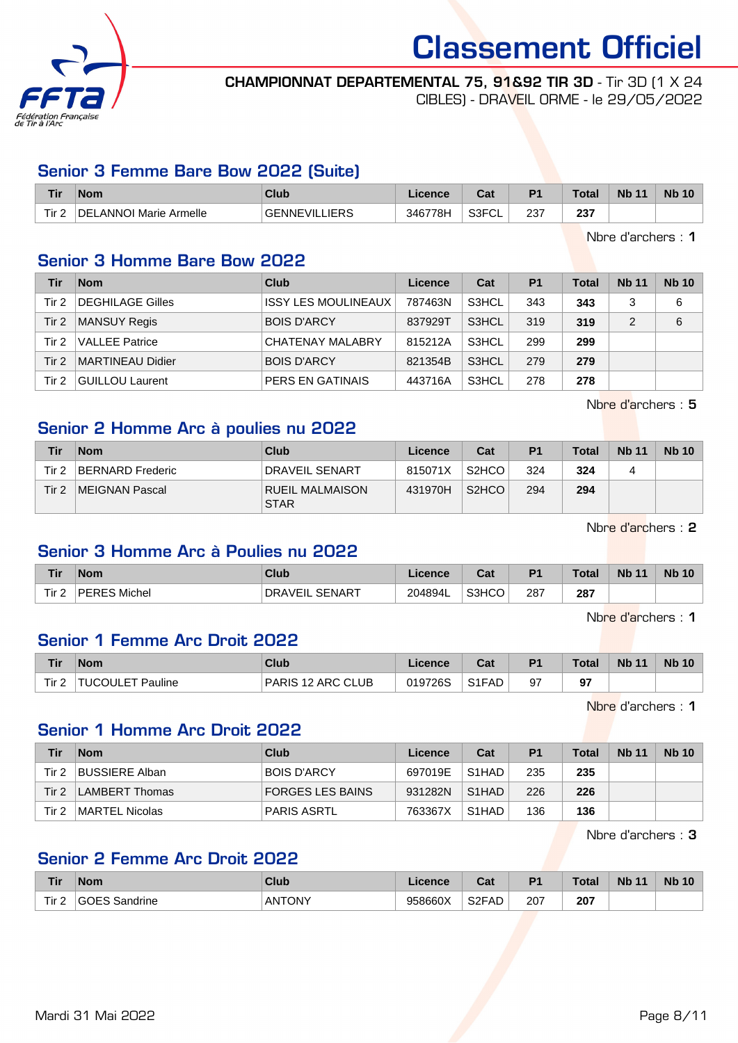# Classement Officiel

**CHAMPIONNAT DEPARTEMENTAL 75, 91&92 TIR 3D** - Tir 3D (1 X 24 CIBLES) - DRAVEIL ORME - le 29/05/2022

## Senior 3 Femme Bare Bow 2022 (Suite)

| Tir | Nom | Club | Licence | Cat | P1 | Total | Nb 11 | Nb 10 |
|---|---|---|---|---|---|---|---|---|
| Tir 2 | DELANNOI Marie Armelle | GENNEVILLIERS | 346778H | S3FCL | 237 | **237** | | |

Nbre d'archers : **1**

## Senior 3 Homme Bare Bow 2022

| Tir | Nom | Club | Licence | Cat | P1 | Total | Nb 11 | Nb 10 |
|---|---|---|---|---|---|---|---|---|
| Tir 2 | DEGHILAGE Gilles | ISSY LES MOULINEAUX | 787463N | S3HCL | 343 | **343** | 3 | 6 |
| Tir 2 | MANSUY Regis | BOIS D'ARCY | 837929T | S3HCL | 319 | **319** | 2 | 6 |
| Tir 2 | VALLEE Patrice | CHATENAY MALABRY | 815212A | S3HCL | 299 | **299** | | |
| Tir 2 | MARTINEAU Didier | BOIS D'ARCY | 821354B | S3HCL | 279 | **279** | | |
| Tir 2 | GUILLOU Laurent | PERS EN GATINAIS | 443716A | S3HCL | 278 | **278** | | |

Nbre d'archers : **5**

## Senior 2 Homme Arc à poulies nu 2022

| Tir | Nom | Club | Licence | Cat | P1 | Total | Nb 11 | Nb 10 |
|---|---|---|---|---|---|---|---|---|
| Tir 2 | BERNARD Frederic | DRAVEIL SENART | 815071X | S2HCO | 324 | **324** | 4 | |
| Tir 2 | MEIGNAN Pascal | RUEIL MALMAISON STAR | 431970H | S2HCO | 294 | **294** | | |

Nbre d'archers : **2**

## Senior 3 Homme Arc à Poulies nu 2022

| Tir | Nom | Club | Licence | Cat | P1 | Total | Nb 11 | Nb 10 |
|---|---|---|---|---|---|---|---|---|
| Tir 2 | PERES Michel | DRAVEIL SENART | 204894L | S3HCO | 287 | **287** | | |

Nbre d'archers : **1**

## Senior 1 Femme Arc Droit 2022

| Tir | Nom | Club | Licence | Cat | P1 | Total | Nb 11 | Nb 10 |
|---|---|---|---|---|---|---|---|---|
| Tir 2 | TUCOULET Pauline | PARIS 12 ARC CLUB | 019726S | S1FAD | 97 | **97** | | |

Nbre d'archers : **1**

## Senior 1 Homme Arc Droit 2022

| Tir | Nom | Club | Licence | Cat | P1 | Total | Nb 11 | Nb 10 |
|---|---|---|---|---|---|---|---|---|
| Tir 2 | BUSSIERE Alban | BOIS D'ARCY | 697019E | S1HAD | 235 | **235** | | |
| Tir 2 | LAMBERT Thomas | FORGES LES BAINS | 931282N | S1HAD | 226 | **226** | | |
| Tir 2 | MARTEL Nicolas | PARIS ASRTL | 763367X | S1HAD | 136 | **136** | | |

Nbre d'archers : **3**

## Senior 2 Femme Arc Droit 2022

| Tir | Nom | Club | Licence | Cat | P1 | Total | Nb 11 | Nb 10 |
|---|---|---|---|---|---|---|---|---|
| Tir 2 | GOES Sandrine | ANTONY | 958660X | S2FAD | 207 | **207** | | |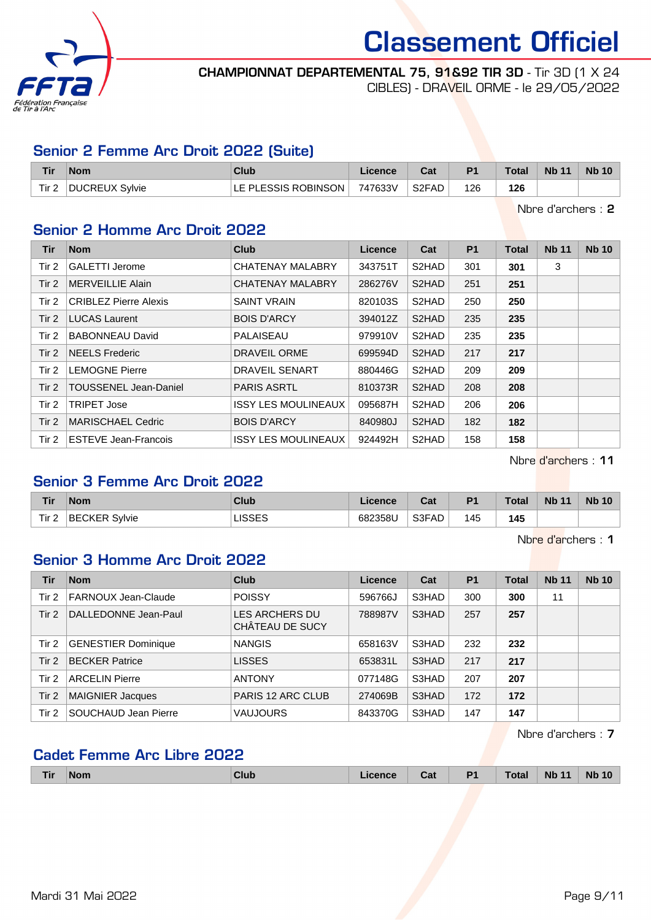# Classement Officiel

**CHAMPIONNAT DEPARTEMENTAL 75, 91&92 TIR 3D** - Tir 3D (1 X 24 CIBLES) - DRAVEIL ORME - le 29/05/2022

## Senior 2 Femme Arc Droit 2022 (Suite)

| Tir | Nom | Club | Licence | Cat | P1 | Total | Nb 11 | Nb 10 |
|---|---|---|---|---|---|---|---|---|
| Tir 2 | DUCREUX Sylvie | LE PLESSIS ROBINSON | 747633V | S2FAD | 126 | **126** | | |

Nbre d'archers : **2**

## Senior 2 Homme Arc Droit 2022

| Tir | Nom | Club | Licence | Cat | P1 | Total | Nb 11 | Nb 10 |
|---|---|---|---|---|---|---|---|---|
| Tir 2 | GALETTI Jerome | CHATENAY MALABRY | 343751T | S2HAD | 301 | **301** | 3 | |
| Tir 2 | MERVEILLIE Alain | CHATENAY MALABRY | 286276V | S2HAD | 251 | **251** | | |
| Tir 2 | CRIBLEZ Pierre Alexis | SAINT VRAIN | 820103S | S2HAD | 250 | **250** | | |
| Tir 2 | LUCAS Laurent | BOIS D'ARCY | 394012Z | S2HAD | 235 | **235** | | |
| Tir 2 | BABONNEAU David | PALAISEAU | 979910V | S2HAD | 235 | **235** | | |
| Tir 2 | NEELS Frederic | DRAVEIL ORME | 699594D | S2HAD | 217 | **217** | | |
| Tir 2 | LEMOGNE Pierre | DRAVEIL SENART | 880446G | S2HAD | 209 | **209** | | |
| Tir 2 | TOUSSENEL Jean-Daniel | PARIS ASRTL | 810373R | S2HAD | 208 | **208** | | |
| Tir 2 | TRIPET Jose | ISSY LES MOULINEAUX | 095687H | S2HAD | 206 | **206** | | |
| Tir 2 | MARISCHAEL Cedric | BOIS D'ARCY | 840980J | S2HAD | 182 | **182** | | |
| Tir 2 | ESTEVE Jean-Francois | ISSY LES MOULINEAUX | 924492H | S2HAD | 158 | **158** | | |

Nbre d'archers : **11**

## Senior 3 Femme Arc Droit 2022

| Tir | Nom | Club | Licence | Cat | P1 | Total | Nb 11 | Nb 10 |
|---|---|---|---|---|---|---|---|---|
| Tir 2 | BECKER Sylvie | LISSES | 682358U | S3FAD | 145 | **145** | | |

Nbre d'archers : **1**

## Senior 3 Homme Arc Droit 2022

| Tir | Nom | Club | Licence | Cat | P1 | Total | Nb 11 | Nb 10 |
|---|---|---|---|---|---|---|---|---|
| Tir 2 | FARNOUX Jean-Claude | POISSY | 596766J | S3HAD | 300 | **300** | 11 | |
| Tir 2 | DALLEDONNE Jean-Paul | LES ARCHERS DU CHÂTEAU DE SUCY | 788987V | S3HAD | 257 | **257** | | |
| Tir 2 | GENESTIER Dominique | NANGIS | 658163V | S3HAD | 232 | **232** | | |
| Tir 2 | BECKER Patrice | LISSES | 653831L | S3HAD | 217 | **217** | | |
| Tir 2 | ARCELIN Pierre | ANTONY | 077148G | S3HAD | 207 | **207** | | |
| Tir 2 | MAIGNIER Jacques | PARIS 12 ARC CLUB | 274069B | S3HAD | 172 | **172** | | |
| Tir 2 | SOUCHAUD Jean Pierre | VAUJOURS | 843370G | S3HAD | 147 | **147** | | |

Nbre d'archers : **7**

## Cadet Femme Arc Libre 2022

| Tir | Nom | Club | Licence | Cat | P1 | Total | Nb 11 | Nb 10 |
|---|---|---|---|---|---|---|---|---|

Mardi 31 Mai 2022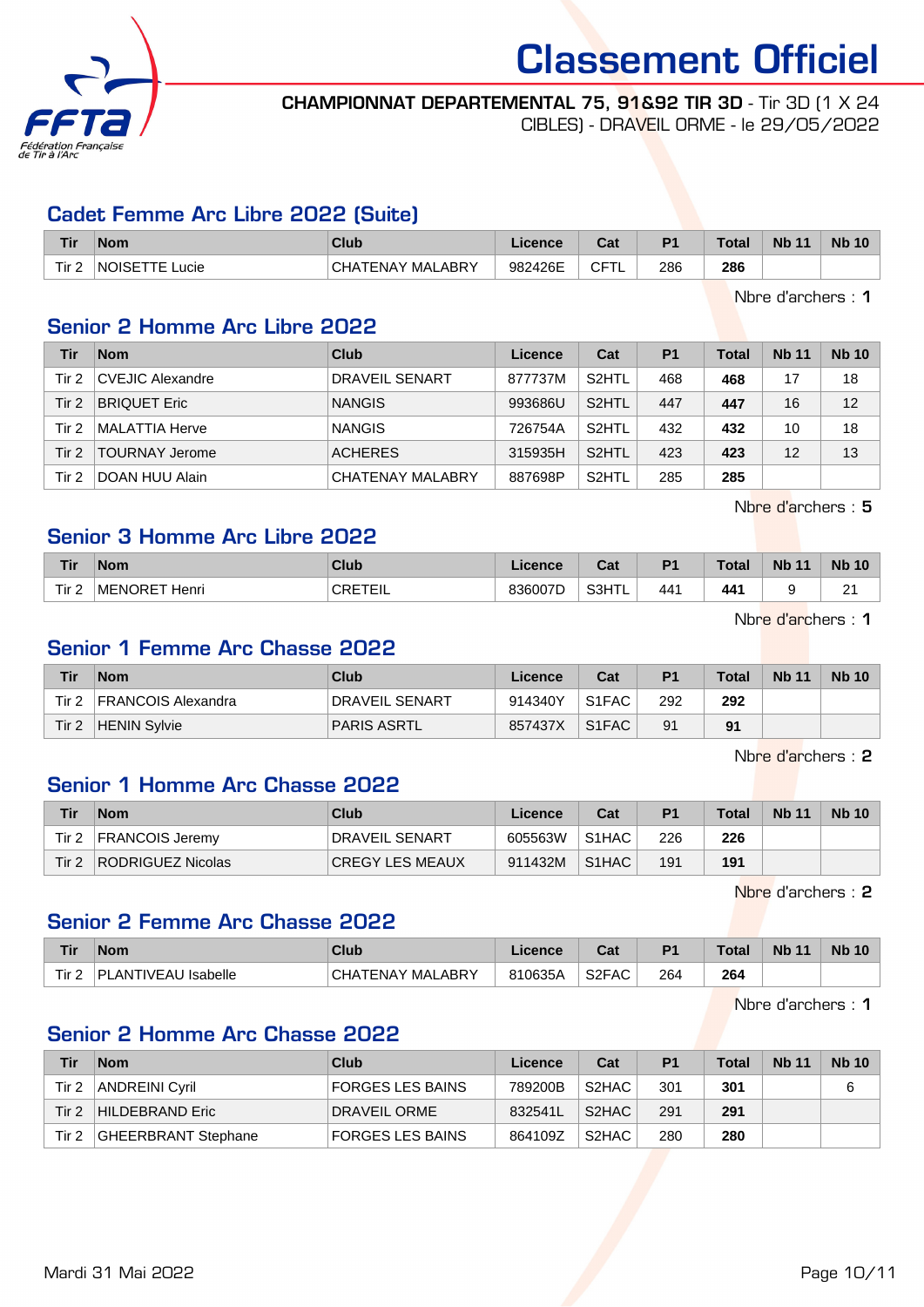# Classement Officiel

**CHAMPIONNAT DEPARTEMENTAL 75, 91&92 TIR 3D** - Tir 3D (1 X 24 CIBLES) - DRAVEIL ORME - le 29/05/2022

## Cadet Femme Arc Libre 2022 (Suite)

| Tir | Nom | Club | Licence | Cat | P1 | Total | Nb 11 | Nb 10 |
|---|---|---|---|---|---|---|---|---|
| Tir 2 | NOISETTE Lucie | CHATENAY MALABRY | 982426E | CFTL | 286 | **286** | | |

Nbre d'archers : **1**

## Senior 2 Homme Arc Libre 2022

| Tir | Nom | Club | Licence | Cat | P1 | Total | Nb 11 | Nb 10 |
|---|---|---|---|---|---|---|---|---|
| Tir 2 | CVEJIC Alexandre | DRAVEIL SENART | 877737M | S2HTL | 468 | **468** | 17 | 18 |
| Tir 2 | BRIQUET Eric | NANGIS | 993686U | S2HTL | 447 | **447** | 16 | 12 |
| Tir 2 | MALATTIA Herve | NANGIS | 726754A | S2HTL | 432 | **432** | 10 | 18 |
| Tir 2 | TOURNAY Jerome | ACHERES | 315935H | S2HTL | 423 | **423** | 12 | 13 |
| Tir 2 | DOAN HUU Alain | CHATENAY MALABRY | 887698P | S2HTL | 285 | **285** | | |

Nbre d'archers : **5**

## Senior 3 Homme Arc Libre 2022

| Tir | Nom | Club | Licence | Cat | P1 | Total | Nb 11 | Nb 10 |
|---|---|---|---|---|---|---|---|---|
| Tir 2 | MENORET Henri | CRETEIL | 836007D | S3HTL | 441 | **441** | 9 | 21 |

Nbre d'archers : **1**

## Senior 1 Femme Arc Chasse 2022

| Tir | Nom | Club | Licence | Cat | P1 | Total | Nb 11 | Nb 10 |
|---|---|---|---|---|---|---|---|---|
| Tir 2 | FRANCOIS Alexandra | DRAVEIL SENART | 914340Y | S1FAC | 292 | **292** | | |
| Tir 2 | HENIN Sylvie | PARIS ASRTL | 857437X | S1FAC | 91 | **91** | | |

Nbre d'archers : **2**

## Senior 1 Homme Arc Chasse 2022

| Tir | Nom | Club | Licence | Cat | P1 | Total | Nb 11 | Nb 10 |
|---|---|---|---|---|---|---|---|---|
| Tir 2 | FRANCOIS Jeremy | DRAVEIL SENART | 605563W | S1HAC | 226 | **226** | | |
| Tir 2 | RODRIGUEZ Nicolas | CREGY LES MEAUX | 911432M | S1HAC | 191 | **191** | | |

Nbre d'archers : **2**

## Senior 2 Femme Arc Chasse 2022

| Tir | Nom | Club | Licence | Cat | P1 | Total | Nb 11 | Nb 10 |
|---|---|---|---|---|---|---|---|---|
| Tir 2 | PLANTIVEAU Isabelle | CHATENAY MALABRY | 810635A | S2FAC | 264 | **264** | | |

Nbre d'archers : **1**

## Senior 2 Homme Arc Chasse 2022

| Tir | Nom | Club | Licence | Cat | P1 | Total | Nb 11 | Nb 10 |
|---|---|---|---|---|---|---|---|---|
| Tir 2 | ANDREINI Cyril | FORGES LES BAINS | 789200B | S2HAC | 301 | **301** | | 6 |
| Tir 2 | HILDEBRAND Eric | DRAVEIL ORME | 832541L | S2HAC | 291 | **291** | | |
| Tir 2 | GHEERBRANT Stephane | FORGES LES BAINS | 864109Z | S2HAC | 280 | **280** | | |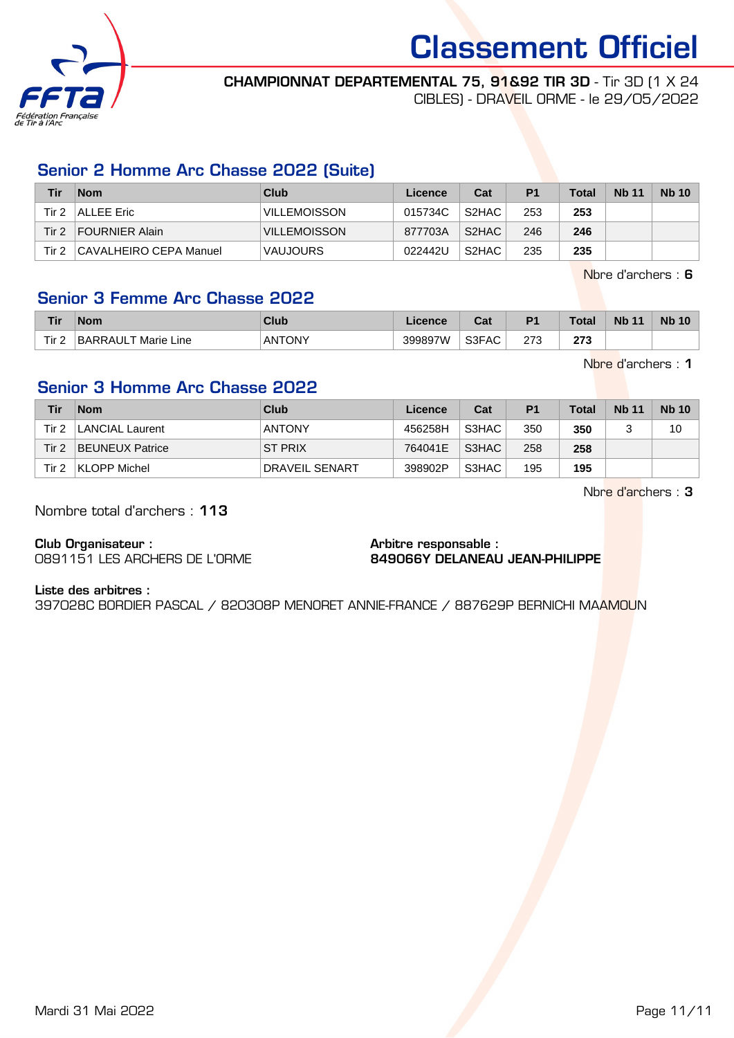# Classement Officiel

**CHAMPIONNAT DEPARTEMENTAL 75, 91&92 TIR 3D** - Tir 3D (1 X 24 CIBLES) - DRAVEIL ORME - le 29/05/2022

## Senior 2 Homme Arc Chasse 2022 (Suite)

| Tir | Nom | Club | Licence | Cat | P1 | Total | Nb 11 | Nb 10 |
|---|---|---|---|---|---|---|---|---|
| Tir 2 | ALLEE Eric | VILLEMOISSON | 015734C | S2HAC | 253 | **253** | | |
| Tir 2 | FOURNIER Alain | VILLEMOISSON | 877703A | S2HAC | 246 | **246** | | |
| Tir 2 | CAVALHEIRO CEPA Manuel | VAUJOURS | 022442U | S2HAC | 235 | **235** | | |

Nbre d'archers : **6**

## Senior 3 Femme Arc Chasse 2022

| Tir | Nom | Club | Licence | Cat | P1 | Total | Nb 11 | Nb 10 |
|---|---|---|---|---|---|---|---|---|
| Tir 2 | BARRAULT Marie Line | ANTONY | 399897W | S3FAC | 273 | **273** | | |

Nbre d'archers : **1**

## Senior 3 Homme Arc Chasse 2022

| Tir | Nom | Club | Licence | Cat | P1 | Total | Nb 11 | Nb 10 |
|---|---|---|---|---|---|---|---|---|
| Tir 2 | LANCIAL Laurent | ANTONY | 456258H | S3HAC | 350 | **350** | 3 | 10 |
| Tir 2 | BEUNEUX Patrice | ST PRIX | 764041E | S3HAC | 258 | **258** | | |
| Tir 2 | KLOPP Michel | DRAVEIL SENART | 398902P | S3HAC | 195 | **195** | | |

Nbre d'archers : **3**

Nombre total d'archers : **113**

**Club Organisateur :**
0891151 LES ARCHERS DE L'ORME

**Arbitre responsable :**
**849066Y DELANEAU JEAN-PHILIPPE**

**Liste des arbitres :**
397028C BORDIER PASCAL / 820308P MENORET ANNIE-FRANCE / 887629P BERNICHI MAAMOUN

Mardi 31 Mai 2022